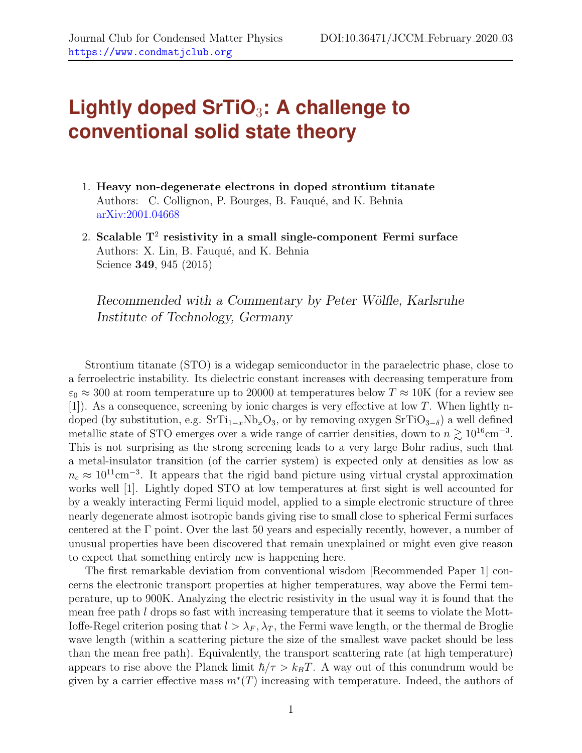# Lightly doped $SrTiO_3$: A challenge to conventional solid state theory

1. **Heavy non-degenerate electrons in doped strontium titanate**
   Authors: C. Collignon, P. Bourges, B. Fauqué, and K. Behnia
   arXiv:2001.04668

2. **Scalable $T^2$ resistivity in a small single-component Fermi surface**
   Authors: X. Lin, B. Fauqué, and K. Behnia
   Science **349**, 945 (2015)

*Recommended with a Commentary by Peter Wölfle, Karlsruhe Institute of Technology, Germany*

Strontium titanate (STO) is a widegap semiconductor in the paraelectric phase, close to a ferroelectric instability. Its dielectric constant increases with decreasing temperature from $\varepsilon_0 \approx 300$ at room temperature up to 20000 at temperatures below $T \approx 10$K (for a review see [1]). As a consequence, screening by ionic charges is very effective at low $T$. When lightly n-doped (by substitution, e.g. $SrTi_{1-x}Nb_xO_3$, or by removing oxygen $SrTiO_{3-\delta}$) a well defined metallic state of STO emerges over a wide range of carrier densities, down to $n \gtrsim 10^{16}\text{cm}^{-3}$. This is not surprising as the strong screening leads to a very large Bohr radius, such that a metal-insulator transition (of the carrier system) is expected only at densities as low as $n_c \approx 10^{11}\text{cm}^{-3}$. It appears that the rigid band picture using virtual crystal approximation works well [1]. Lightly doped STO at low temperatures at first sight is well accounted for by a weakly interacting Fermi liquid model, applied to a simple electronic structure of three nearly degenerate almost isotropic bands giving rise to small close to spherical Fermi surfaces centered at the $\Gamma$ point. Over the last 50 years and especially recently, however, a number of unusual properties have been discovered that remain unexplained or might even give reason to expect that something entirely new is happening here.

The first remarkable deviation from conventional wisdom [Recommended Paper 1] concerns the electronic transport properties at higher temperatures, way above the Fermi temperature, up to 900K. Analyzing the electric resistivity in the usual way it is found that the mean free path $l$ drops so fast with increasing temperature that it seems to violate the Mott-Ioffe-Regel criterion posing that $l > \lambda_F, \lambda_T$, the Fermi wave length, or the thermal de Broglie wave length (within a scattering picture the size of the smallest wave packet should be less than the mean free path). Equivalently, the transport scattering rate (at high temperature) appears to rise above the Planck limit $\hbar/\tau > k_BT$. A way out of this conundrum would be given by a carrier effective mass $m^*(T)$ increasing with temperature. Indeed, the authors of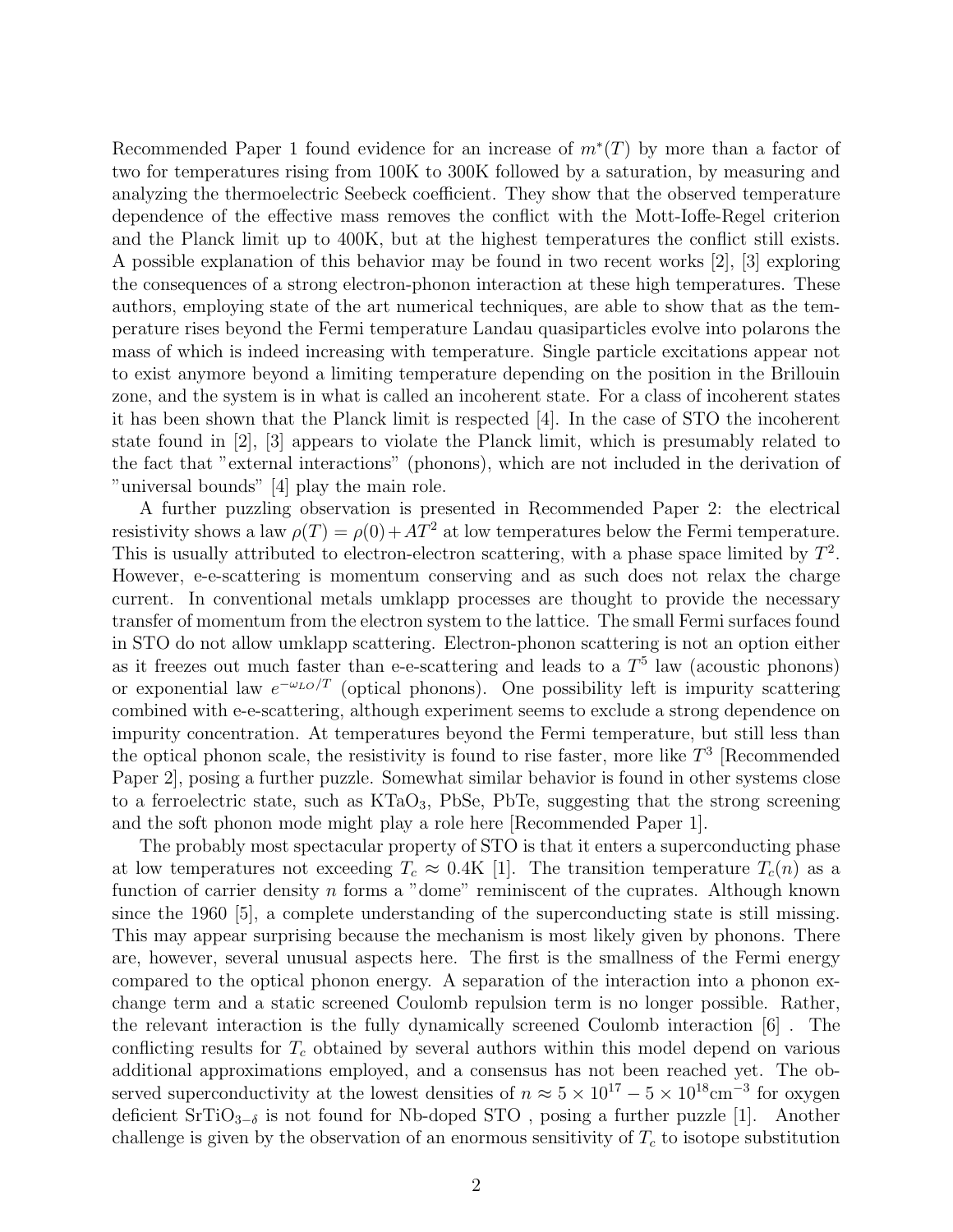Recommended Paper 1 found evidence for an increase of $m^*(T)$ by more than a factor of two for temperatures rising from 100K to 300K followed by a saturation, by measuring and analyzing the thermoelectric Seebeck coefficient. They show that the observed temperature dependence of the effective mass removes the conflict with the Mott-Ioffe-Regel criterion and the Planck limit up to 400K, but at the highest temperatures the conflict still exists. A possible explanation of this behavior may be found in two recent works [2], [3] exploring the consequences of a strong electron-phonon interaction at these high temperatures. These authors, employing state of the art numerical techniques, are able to show that as the temperature rises beyond the Fermi temperature Landau quasiparticles evolve into polarons the mass of which is indeed increasing with temperature. Single particle excitations appear not to exist anymore beyond a limiting temperature depending on the position in the Brillouin zone, and the system is in what is called an incoherent state. For a class of incoherent states it has been shown that the Planck limit is respected [4]. In the case of STO the incoherent state found in [2], [3] appears to violate the Planck limit, which is presumably related to the fact that "external interactions" (phonons), which are not included in the derivation of "universal bounds" [4] play the main role.

A further puzzling observation is presented in Recommended Paper 2: the electrical resistivity shows a law $\rho(T) = \rho(0) + AT^2$ at low temperatures below the Fermi temperature. This is usually attributed to electron-electron scattering, with a phase space limited by $T^2$. However, e-e-scattering is momentum conserving and as such does not relax the charge current. In conventional metals umklapp processes are thought to provide the necessary transfer of momentum from the electron system to the lattice. The small Fermi surfaces found in STO do not allow umklapp scattering. Electron-phonon scattering is not an option either as it freezes out much faster than e-e-scattering and leads to a $T^5$ law (acoustic phonons) or exponential law $e^{-\omega_{LO}/T}$ (optical phonons). One possibility left is impurity scattering combined with e-e-scattering, although experiment seems to exclude a strong dependence on impurity concentration. At temperatures beyond the Fermi temperature, but still less than the optical phonon scale, the resistivity is found to rise faster, more like $T^3$ [Recommended Paper 2], posing a further puzzle. Somewhat similar behavior is found in other systems close to a ferroelectric state, such as $KTaO_3$, PbSe, PbTe, suggesting that the strong screening and the soft phonon mode might play a role here [Recommended Paper 1].

The probably most spectacular property of STO is that it enters a superconducting phase at low temperatures not exceeding $T_c \approx 0.4$K [1]. The transition temperature $T_c(n)$ as a function of carrier density $n$ forms a "dome" reminiscent of the cuprates. Although known since the 1960 [5], a complete understanding of the superconducting state is still missing. This may appear surprising because the mechanism is most likely given by phonons. There are, however, several unusual aspects here. The first is the smallness of the Fermi energy compared to the optical phonon energy. A separation of the interaction into a phonon exchange term and a static screened Coulomb repulsion term is no longer possible. Rather, the relevant interaction is the fully dynamically screened Coulomb interaction [6] . The conflicting results for $T_c$ obtained by several authors within this model depend on various additional approximations employed, and a consensus has not been reached yet. The observed superconductivity at the lowest densities of $n \approx 5 \times 10^{17} - 5 \times 10^{18}\text{cm}^{-3}$ for oxygen deficient $SrTiO_{3-\delta}$ is not found for Nb-doped STO , posing a further puzzle [1]. Another challenge is given by the observation of an enormous sensitivity of $T_c$ to isotope substitution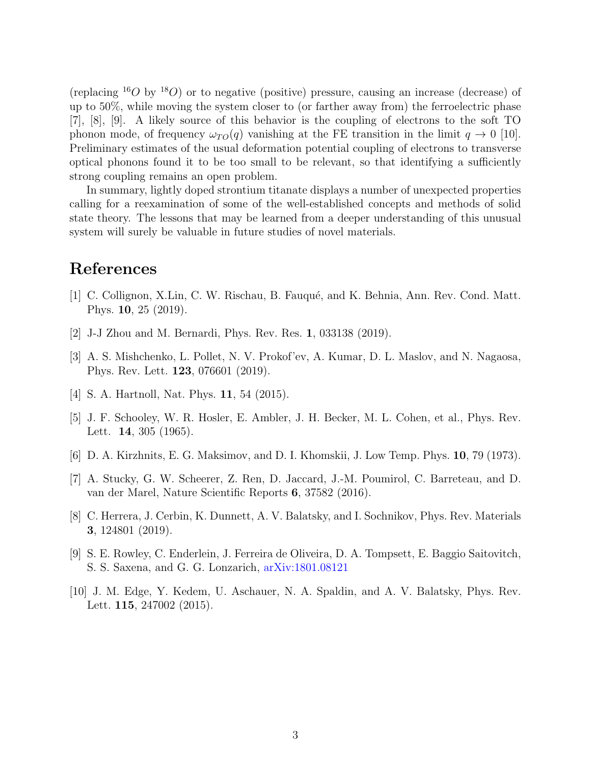(replacing $^{16}O$ by $^{18}O$) or to negative (positive) pressure, causing an increase (decrease) of up to 50%, while moving the system closer to (or farther away from) the ferroelectric phase [7], [8], [9]. A likely source of this behavior is the coupling of electrons to the soft TO phonon mode, of frequency $\omega_{TO}(q)$ vanishing at the FE transition in the limit $q \to 0$ [10]. Preliminary estimates of the usual deformation potential coupling of electrons to transverse optical phonons found it to be too small to be relevant, so that identifying a sufficiently strong coupling remains an open problem.

In summary, lightly doped strontium titanate displays a number of unexpected properties calling for a reexamination of some of the well-established concepts and methods of solid state theory. The lessons that may be learned from a deeper understanding of this unusual system will surely be valuable in future studies of novel materials.

# References

[1] C. Collignon, X.Lin, C. W. Rischau, B. Fauqué, and K. Behnia, Ann. Rev. Cond. Matt. Phys. **10**, 25 (2019).

[2] J-J Zhou and M. Bernardi, Phys. Rev. Res. **1**, 033138 (2019).

[3] A. S. Mishchenko, L. Pollet, N. V. Prokof'ev, A. Kumar, D. L. Maslov, and N. Nagaosa, Phys. Rev. Lett. **123**, 076601 (2019).

[4] S. A. Hartnoll, Nat. Phys. **11**, 54 (2015).

[5] J. F. Schooley, W. R. Hosler, E. Ambler, J. H. Becker, M. L. Cohen, et al., Phys. Rev. Lett. **14**, 305 (1965).

[6] D. A. Kirzhnits, E. G. Maksimov, and D. I. Khomskii, J. Low Temp. Phys. **10**, 79 (1973).

[7] A. Stucky, G. W. Scheerer, Z. Ren, D. Jaccard, J.-M. Poumirol, C. Barreteau, and D. van der Marel, Nature Scientific Reports **6**, 37582 (2016).

[8] C. Herrera, J. Cerbin, K. Dunnett, A. V. Balatsky, and I. Sochnikov, Phys. Rev. Materials **3**, 124801 (2019).

[9] S. E. Rowley, C. Enderlein, J. Ferreira de Oliveira, D. A. Tompsett, E. Baggio Saitovitch, S. S. Saxena, and G. G. Lonzarich, arXiv:1801.08121

[10] J. M. Edge, Y. Kedem, U. Aschauer, N. A. Spaldin, and A. V. Balatsky, Phys. Rev. Lett. **115**, 247002 (2015).